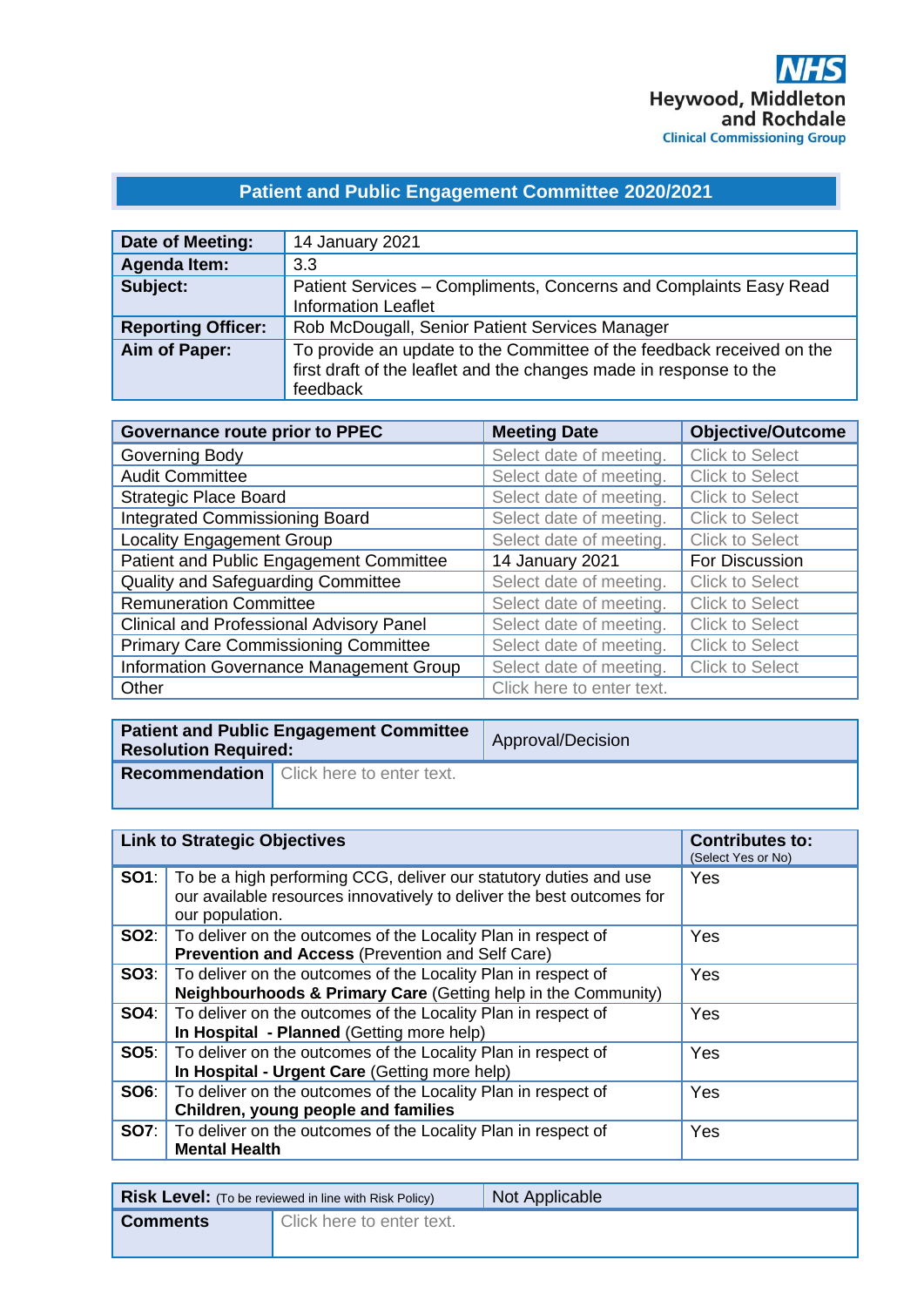NHS
Heywood, Middleton and Rochdale
Clinical Commissioning Group

## Patient and Public Engagement Committee 2020/2021

| | |
|---|---|
| **Date of Meeting:** | 14 January 2021 |
| **Agenda Item:** | 3.3 |
| **Subject:** | Patient Services – Compliments, Concerns and Complaints Easy Read Information Leaflet |
| **Reporting Officer:** | Rob McDougall, Senior Patient Services Manager |
| **Aim of Paper:** | To provide an update to the Committee of the feedback received on the first draft of the leaflet and the changes made in response to the feedback |

| Governance route prior to PPEC | Meeting Date | Objective/Outcome |
|---|---|---|
| Governing Body | Select date of meeting. | Click to Select |
| Audit Committee | Select date of meeting. | Click to Select |
| Strategic Place Board | Select date of meeting. | Click to Select |
| Integrated Commissioning Board | Select date of meeting. | Click to Select |
| Locality Engagement Group | Select date of meeting. | Click to Select |
| Patient and Public Engagement Committee | 14 January 2021 | For Discussion |
| Quality and Safeguarding Committee | Select date of meeting. | Click to Select |
| Remuneration Committee | Select date of meeting. | Click to Select |
| Clinical and Professional Advisory Panel | Select date of meeting. | Click to Select |
| Primary Care Commissioning Committee | Select date of meeting. | Click to Select |
| Information Governance Management Group | Select date of meeting. | Click to Select |
| Other | Click here to enter text. | |

| | |
|---|---|
| **Patient and Public Engagement Committee Resolution Required:** | Approval/Decision |
| **Recommendation** | Click here to enter text. |

| Link to Strategic Objectives | | Contributes to: (Select Yes or No) |
|---|---|---|
| **SO1**: | To be a high performing CCG, deliver our statutory duties and use our available resources innovatively to deliver the best outcomes for our population. | Yes |
| **SO2**: | To deliver on the outcomes of the Locality Plan in respect of **Prevention and Access** (Prevention and Self Care) | Yes |
| **SO3**: | To deliver on the outcomes of the Locality Plan in respect of **Neighbourhoods & Primary Care** (Getting help in the Community) | Yes |
| **SO4**: | To deliver on the outcomes of the Locality Plan in respect of **In Hospital - Planned** (Getting more help) | Yes |
| **SO5**: | To deliver on the outcomes of the Locality Plan in respect of **In Hospital - Urgent Care** (Getting more help) | Yes |
| **SO6**: | To deliver on the outcomes of the Locality Plan in respect of **Children, young people and families** | Yes |
| **SO7**: | To deliver on the outcomes of the Locality Plan in respect of **Mental Health** | Yes |

| | |
|---|---|
| **Risk Level:** (To be reviewed in line with Risk Policy) | Not Applicable |
| **Comments** | Click here to enter text. |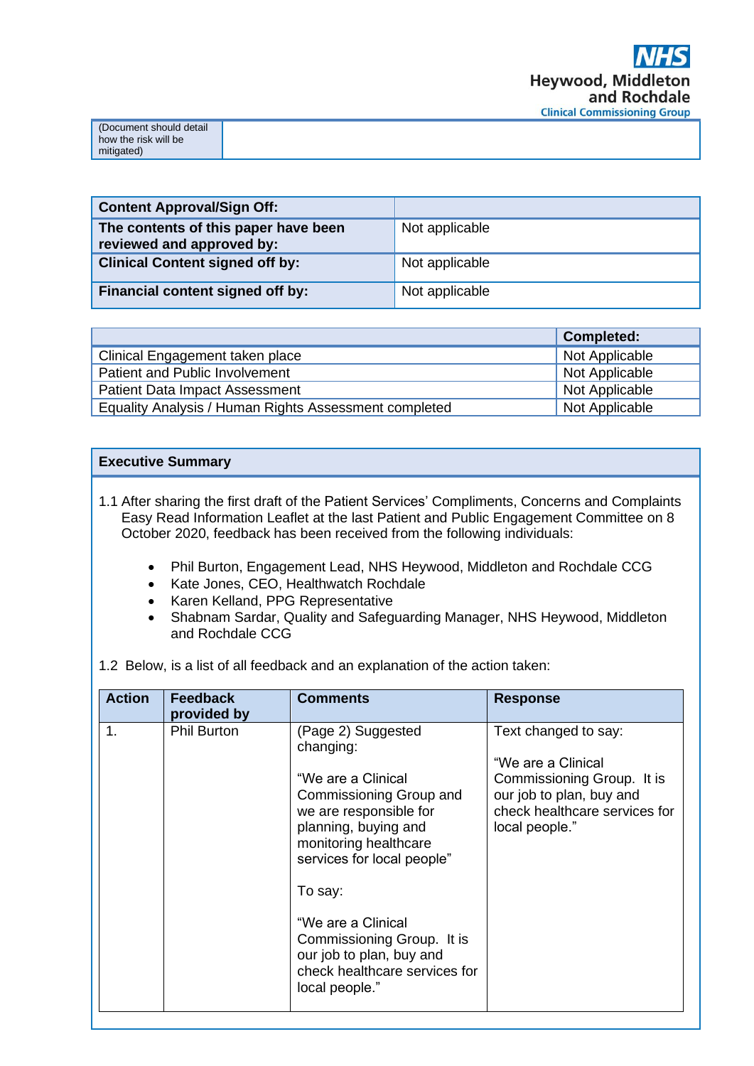| (Document should detail how the risk will be mitigated) | |
|---|---|

| Content Approval/Sign Off: | |
|---|---|
| **The contents of this paper have been reviewed and approved by:** | Not applicable |
| **Clinical Content signed off by:** | Not applicable |
| **Financial content signed off by:** | Not applicable |

| | Completed: |
|---|---|
| Clinical Engagement taken place | Not Applicable |
| Patient and Public Involvement | Not Applicable |
| Patient Data Impact Assessment | Not Applicable |
| Equality Analysis / Human Rights Assessment completed | Not Applicable |

**Executive Summary**

1.1 After sharing the first draft of the Patient Services' Compliments, Concerns and Complaints Easy Read Information Leaflet at the last Patient and Public Engagement Committee on 8 October 2020, feedback has been received from the following individuals:

- Phil Burton, Engagement Lead, NHS Heywood, Middleton and Rochdale CCG
- Kate Jones, CEO, Healthwatch Rochdale
- Karen Kelland, PPG Representative
- Shabnam Sardar, Quality and Safeguarding Manager, NHS Heywood, Middleton and Rochdale CCG

1.2 Below, is a list of all feedback and an explanation of the action taken:

| Action | Feedback provided by | Comments | Response |
|---|---|---|---|
| 1. | Phil Burton | (Page 2) Suggested changing:<br><br>"We are a Clinical Commissioning Group and we are responsible for planning, buying and monitoring healthcare services for local people"<br><br>To say:<br><br>"We are a Clinical Commissioning Group. It is our job to plan, buy and check healthcare services for local people." | Text changed to say:<br><br>"We are a Clinical Commissioning Group. It is our job to plan, buy and check healthcare services for local people." |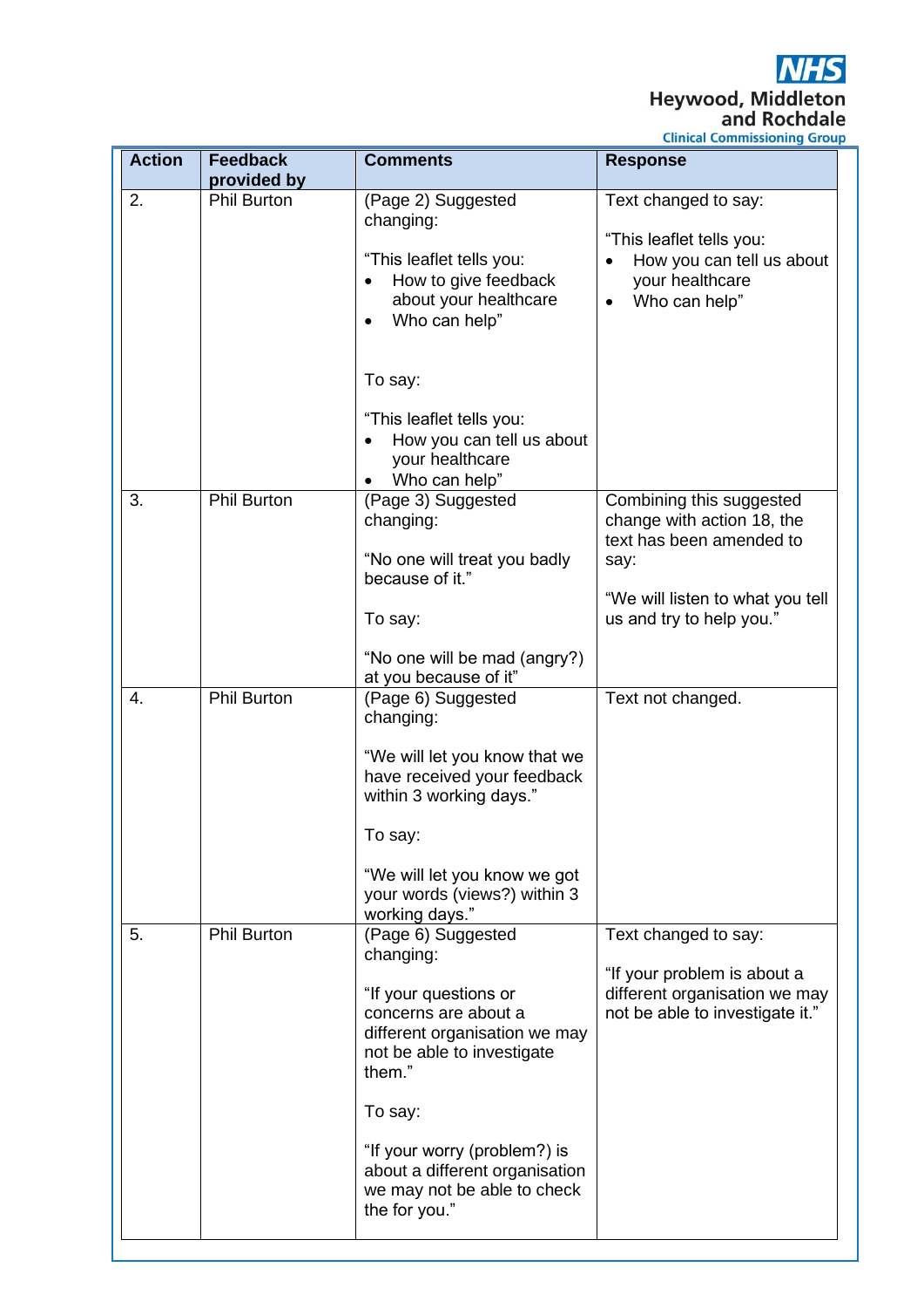| Action | Feedback provided by | Comments | Response |
|---|---|---|---|
| 2. | Phil Burton | (Page 2) Suggested changing:<br><br>"This leaflet tells you:<br>• How to give feedback about your healthcare<br>• Who can help"<br><br>To say:<br><br>"This leaflet tells you:<br>• How you can tell us about your healthcare<br>• Who can help" | Text changed to say:<br><br>"This leaflet tells you:<br>• How you can tell us about your healthcare<br>• Who can help" |
| 3. | Phil Burton | (Page 3) Suggested changing:<br><br>"No one will treat you badly because of it."<br><br>To say:<br><br>"No one will be mad (angry?) at you because of it" | Combining this suggested change with action 18, the text has been amended to say:<br><br>"We will listen to what you tell us and try to help you." |
| 4. | Phil Burton | (Page 6) Suggested changing:<br><br>"We will let you know that we have received your feedback within 3 working days."<br><br>To say:<br><br>"We will let you know we got your words (views?) within 3 working days." | Text not changed. |
| 5. | Phil Burton | (Page 6) Suggested changing:<br><br>"If your questions or concerns are about a different organisation we may not be able to investigate them."<br><br>To say:<br><br>"If your worry (problem?) is about a different organisation we may not be able to check the for you." | Text changed to say:<br><br>"If your problem is about a different organisation we may not be able to investigate it." |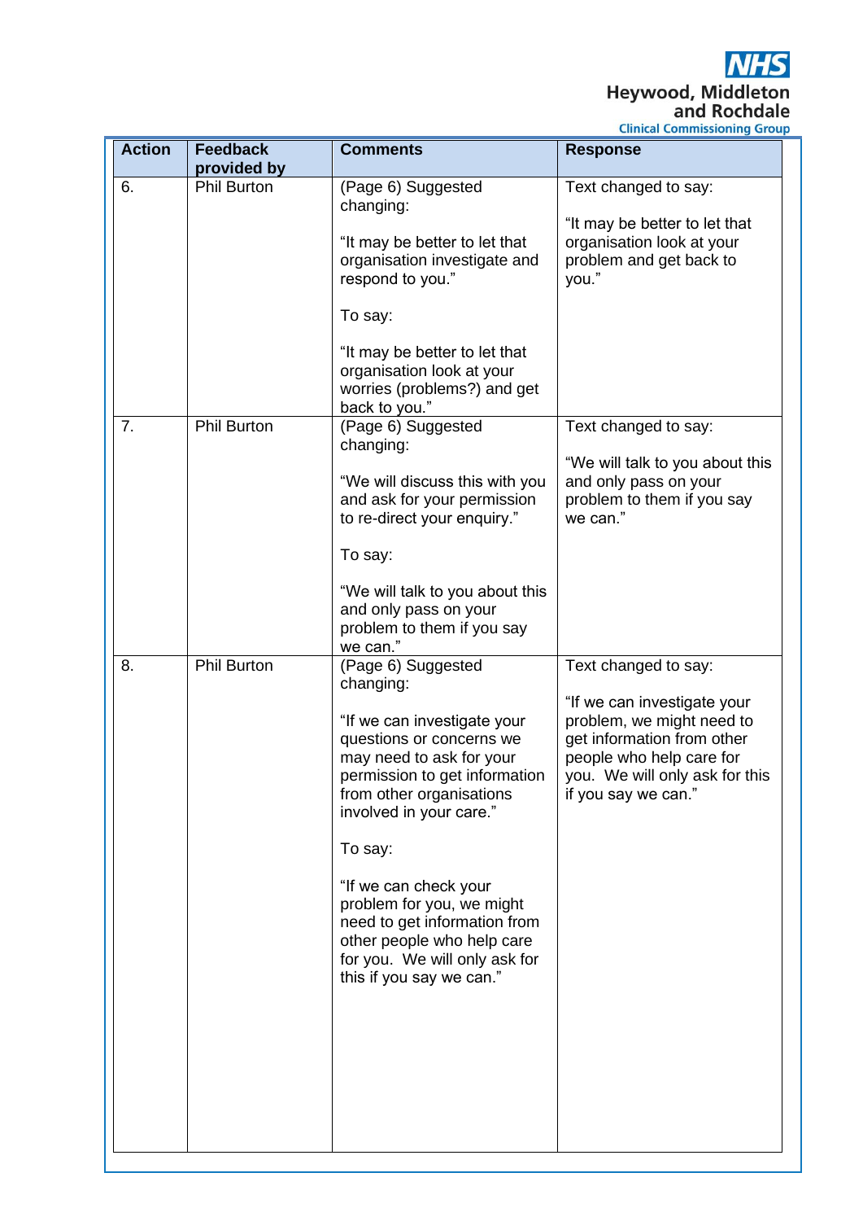| Action | Feedback provided by | Comments | Response |
|---|---|---|---|
| 6. | Phil Burton | (Page 6) Suggested changing: “It may be better to let that organisation investigate and respond to you.” To say: “It may be better to let that organisation look at your worries (problems?) and get back to you.” | Text changed to say: “It may be better to let that organisation look at your problem and get back to you.” |
| 7. | Phil Burton | (Page 6) Suggested changing: “We will discuss this with you and ask for your permission to re-direct your enquiry.” To say: “We will talk to you about this and only pass on your problem to them if you say we can.” | Text changed to say: “We will talk to you about this and only pass on your problem to them if you say we can.” |
| 8. | Phil Burton | (Page 6) Suggested changing: “If we can investigate your questions or concerns we may need to ask for your permission to get information from other organisations involved in your care.” To say: “If we can check your problem for you, we might need to get information from other people who help care for you. We will only ask for this if you say we can.” | Text changed to say: “If we can investigate your problem, we might need to get information from other people who help care for you. We will only ask for this if you say we can.” |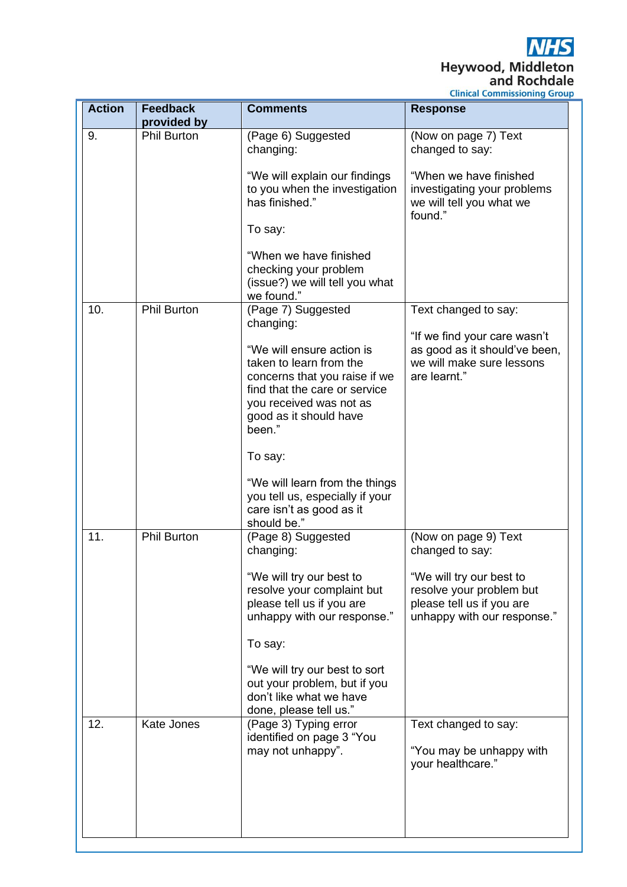| Action | Feedback provided by | Comments | Response |
|---|---|---|---|
| 9. | Phil Burton | (Page 6) Suggested changing:<br><br>"We will explain our findings to you when the investigation has finished."<br><br>To say:<br><br>"When we have finished checking your problem (issue?) we will tell you what we found." | (Now on page 7) Text changed to say:<br><br>"When we have finished investigating your problems we will tell you what we found." |
| 10. | Phil Burton | (Page 7) Suggested changing:<br><br>"We will ensure action is taken to learn from the concerns that you raise if we find that the care or service you received was not as good as it should have been."<br><br>To say:<br><br>"We will learn from the things you tell us, especially if your care isn't as good as it should be." | Text changed to say:<br><br>"If we find your care wasn't as good as it should've been, we will make sure lessons are learnt." |
| 11. | Phil Burton | (Page 8) Suggested changing:<br><br>"We will try our best to resolve your complaint but please tell us if you are unhappy with our response."<br><br>To say:<br><br>"We will try our best to sort out your problem, but if you don't like what we have done, please tell us." | (Now on page 9) Text changed to say:<br><br>"We will try our best to resolve your problem but please tell us if you are unhappy with our response." |
| 12. | Kate Jones | (Page 3) Typing error identified on page 3 "You may not unhappy". | Text changed to say:<br><br>"You may be unhappy with your healthcare." |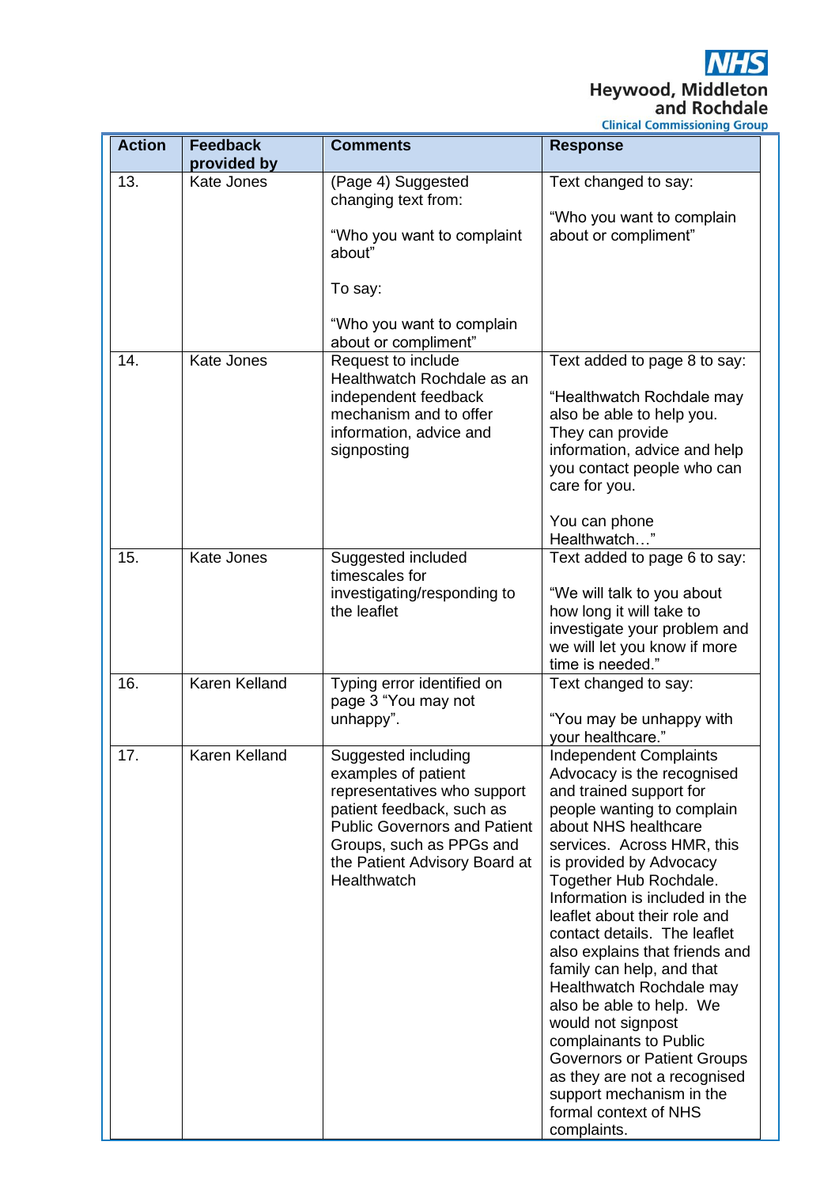| Action | Feedback provided by | Comments | Response |
|---|---|---|---|
| 13. | Kate Jones | (Page 4) Suggested changing text from:<br><br>"Who you want to complaint about"<br><br>To say:<br><br>"Who you want to complain about or compliment" | Text changed to say:<br><br>"Who you want to complain about or compliment" |
| 14. | Kate Jones | Request to include Healthwatch Rochdale as an independent feedback mechanism and to offer information, advice and signposting | Text added to page 8 to say:<br><br>"Healthwatch Rochdale may also be able to help you. They can provide information, advice and help you contact people who can care for you.<br><br>You can phone Healthwatch…" |
| 15. | Kate Jones | Suggested included timescales for investigating/responding to the leaflet | Text added to page 6 to say:<br><br>"We will talk to you about how long it will take to investigate your problem and we will let you know if more time is needed." |
| 16. | Karen Kelland | Typing error identified on page 3 "You may not unhappy". | Text changed to say:<br><br>"You may be unhappy with your healthcare." |
| 17. | Karen Kelland | Suggested including examples of patient representatives who support patient feedback, such as Public Governors and Patient Groups, such as PPGs and the Patient Advisory Board at Healthwatch | Independent Complaints Advocacy is the recognised and trained support for people wanting to complain about NHS healthcare services. Across HMR, this is provided by Advocacy Together Hub Rochdale. Information is included in the leaflet about their role and contact details. The leaflet also explains that friends and family can help, and that Healthwatch Rochdale may also be able to help. We would not signpost complainants to Public Governors or Patient Groups as they are not a recognised support mechanism in the formal context of NHS complaints. |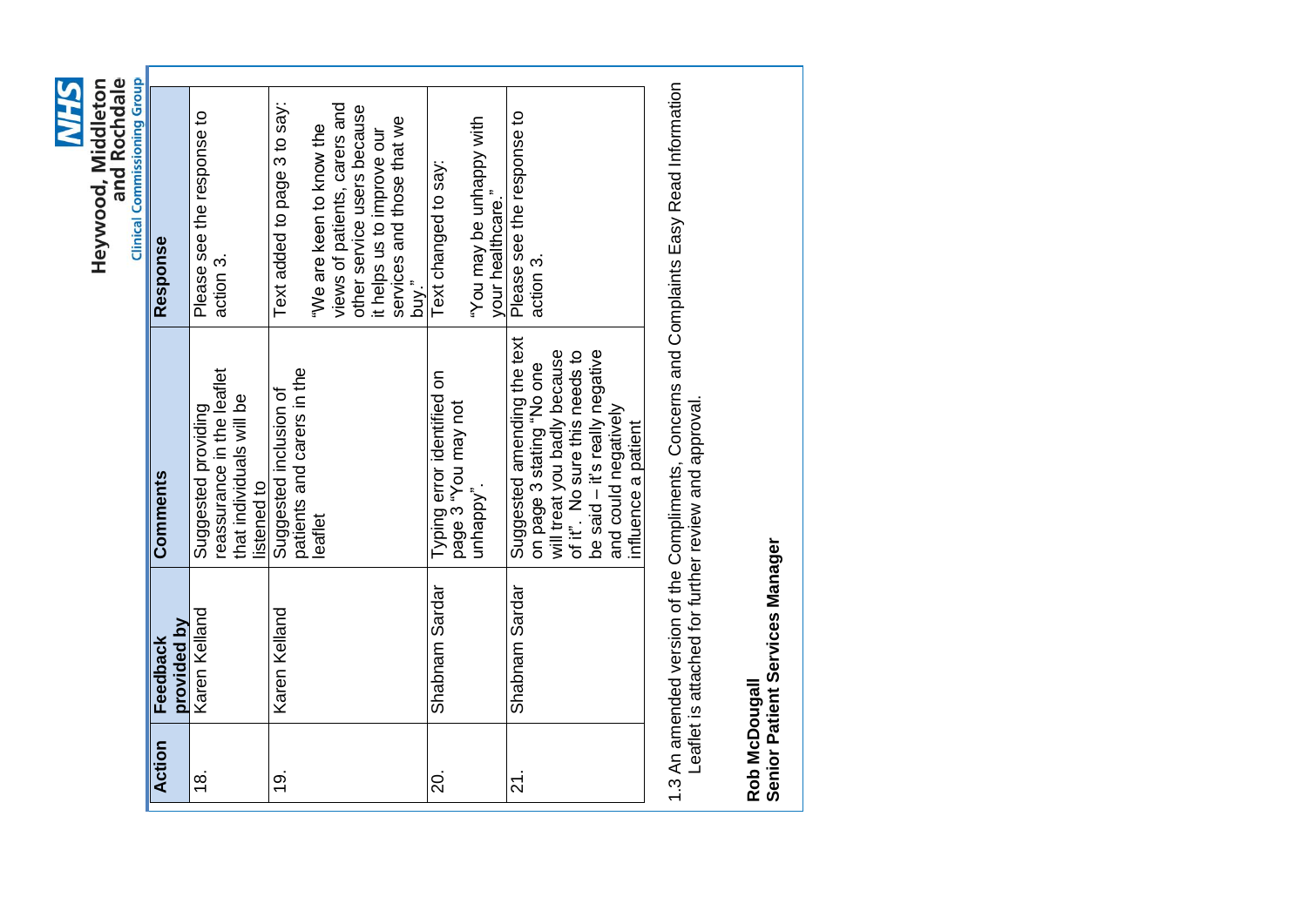| Action | Feedback provided by | Comments | Response |
| --- | --- | --- | --- |
| 18. | Karen Kelland | Suggested providing reassurance in the leaflet that individuals will be listened to | Please see the response to action 3. |
| 19. | Karen Kelland | Suggested inclusion of patients and carers in the leaflet | Text added to page 3 to say: "We are keen to know the views of patients, carers and other service users because it helps us to improve our services and those that we buy." |
| 20. | Shabnam Sardar | Typing error identified on page 3 "You may not unhappy". | Text changed to say: "You may be unhappy with your healthcare." |
| 21. | Shabnam Sardar | Suggested amending the text on page 3 stating "No one will treat you badly because of it". No sure this needs to be said – it's really negative and could negatively influence a patient | Please see the response to action 3. |

1.3 An amended version of the Compliments, Concerns and Complaints Easy Read Information Leaflet is attached for further review and approval.

**Rob McDougall**
**Senior Patient Services Manager**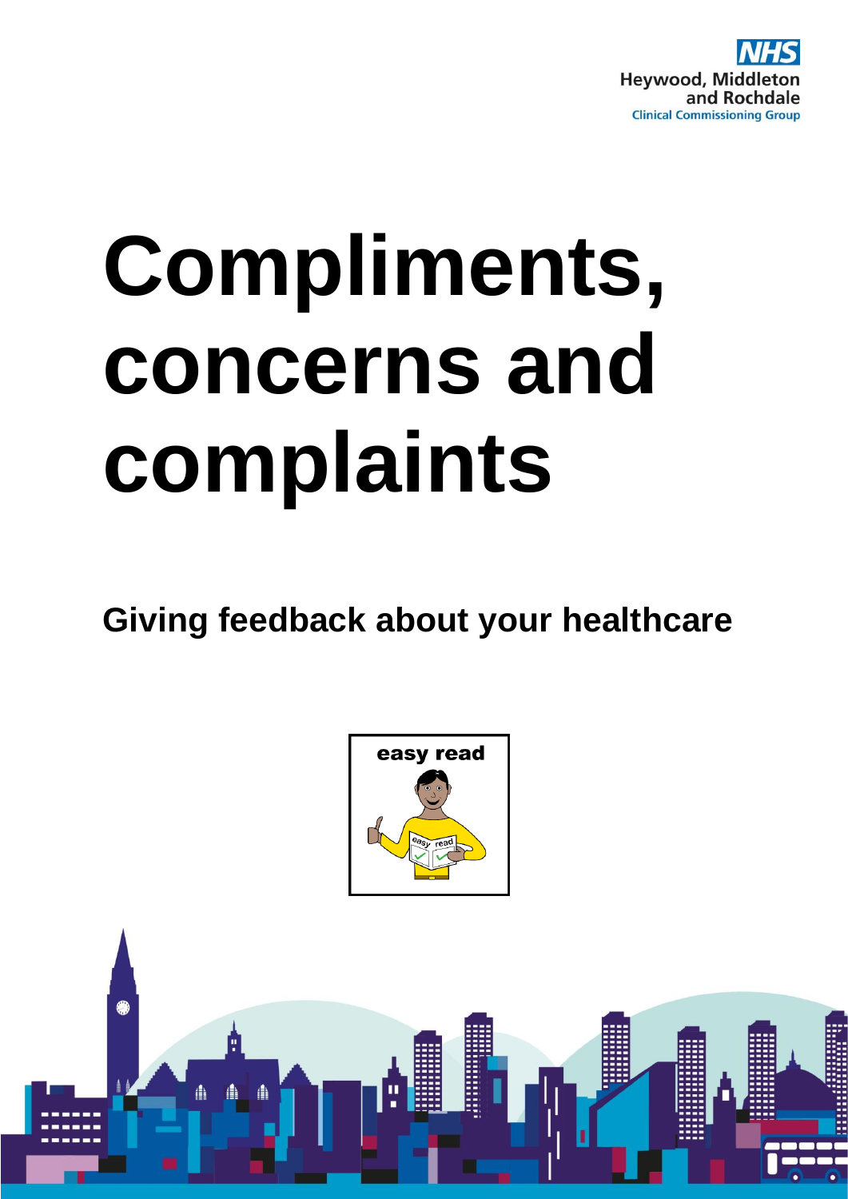NHS
Heywood, Middleton and Rochdale
Clinical Commissioning Group

# Compliments, concerns and complaints

## Giving feedback about your healthcare

easy read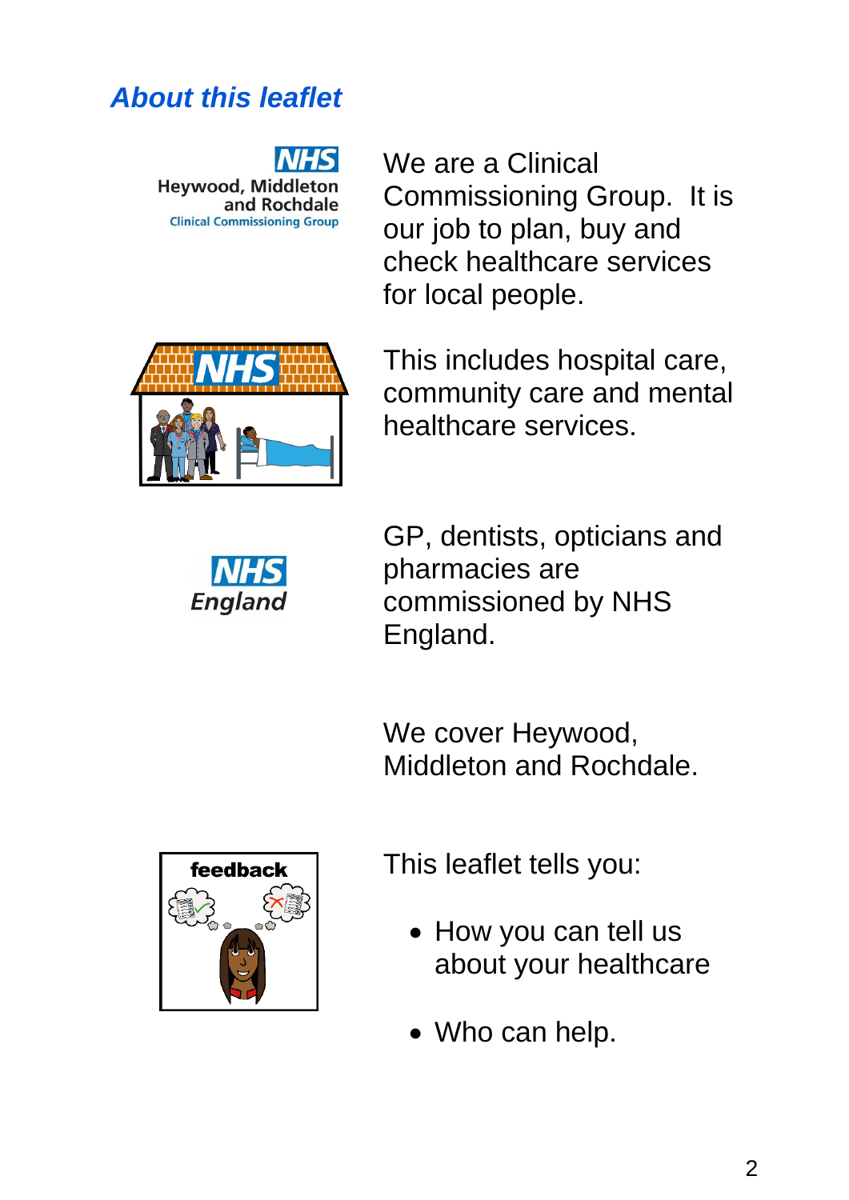## About this leaflet

We are a Clinical Commissioning Group. It is our job to plan, buy and check healthcare services for local people.

This includes hospital care, community care and mental healthcare services.

GP, dentists, opticians and pharmacies are commissioned by NHS England.

We cover Heywood, Middleton and Rochdale.

This leaflet tells you:

- How you can tell us about your healthcare
- Who can help.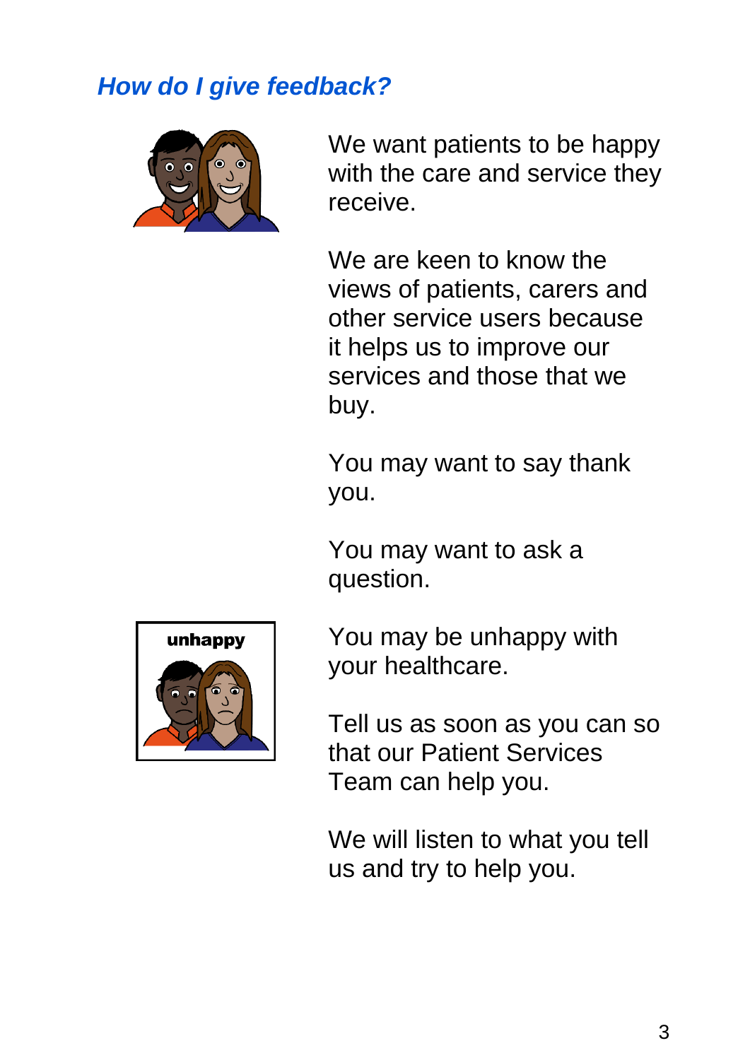## *How do I give feedback?*

We want patients to be happy with the care and service they receive.

We are keen to know the views of patients, carers and other service users because it helps us to improve our services and those that we buy.

You may want to say thank you.

You may want to ask a question.

You may be unhappy with your healthcare.

Tell us as soon as you can so that our Patient Services Team can help you.

We will listen to what you tell us and try to help you.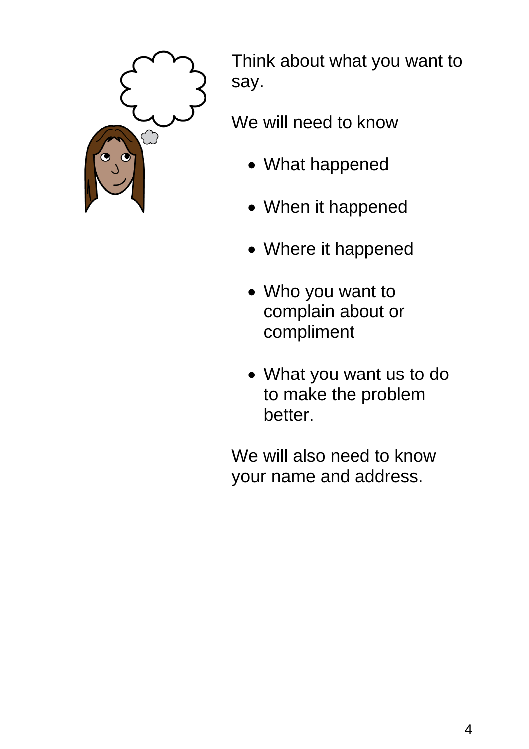Think about what you want to say.

We will need to know

- What happened
- When it happened
- Where it happened
- Who you want to complain about or compliment
- What you want us to do to make the problem better.

We will also need to know your name and address.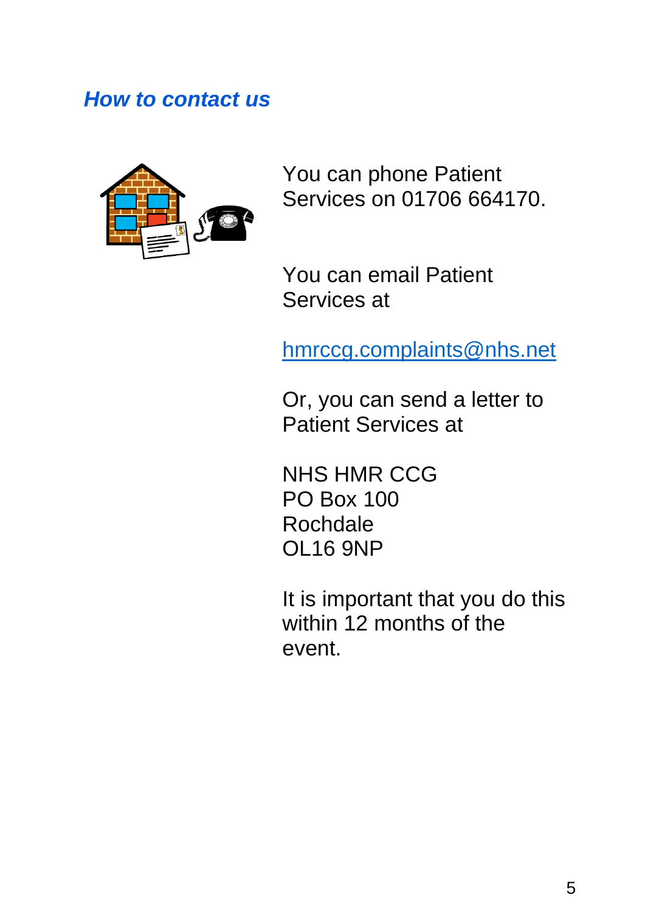## *How to contact us*

You can phone Patient Services on 01706 664170.

You can email Patient Services at

hmrccg.complaints@nhs.net

Or, you can send a letter to Patient Services at

NHS HMR CCG  
PO Box 100  
Rochdale  
OL16 9NP

It is important that you do this within 12 months of the event.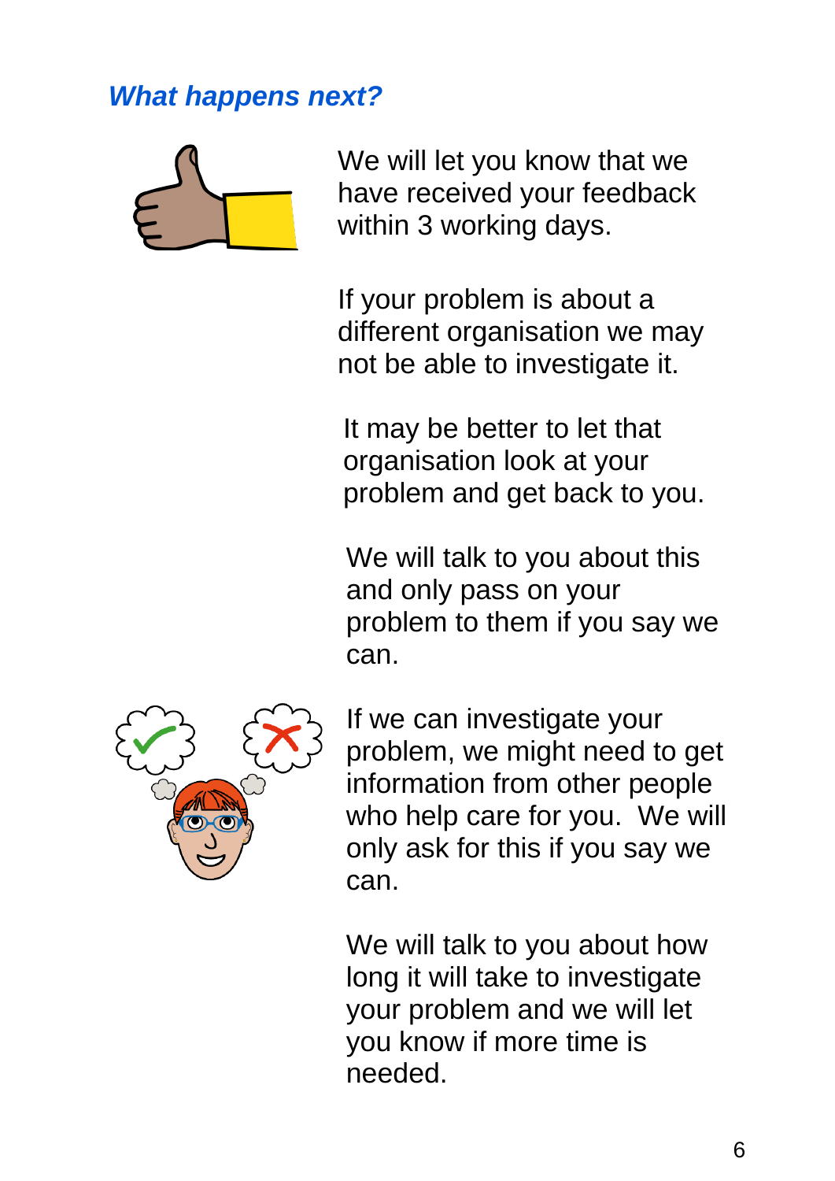## *What happens next?*

We will let you know that we have received your feedback within 3 working days.

If your problem is about a different organisation we may not be able to investigate it.

It may be better to let that organisation look at your problem and get back to you.

We will talk to you about this and only pass on your problem to them if you say we can.

If we can investigate your problem, we might need to get information from other people who help care for you. We will only ask for this if you say we can.

We will talk to you about how long it will take to investigate your problem and we will let you know if more time is needed.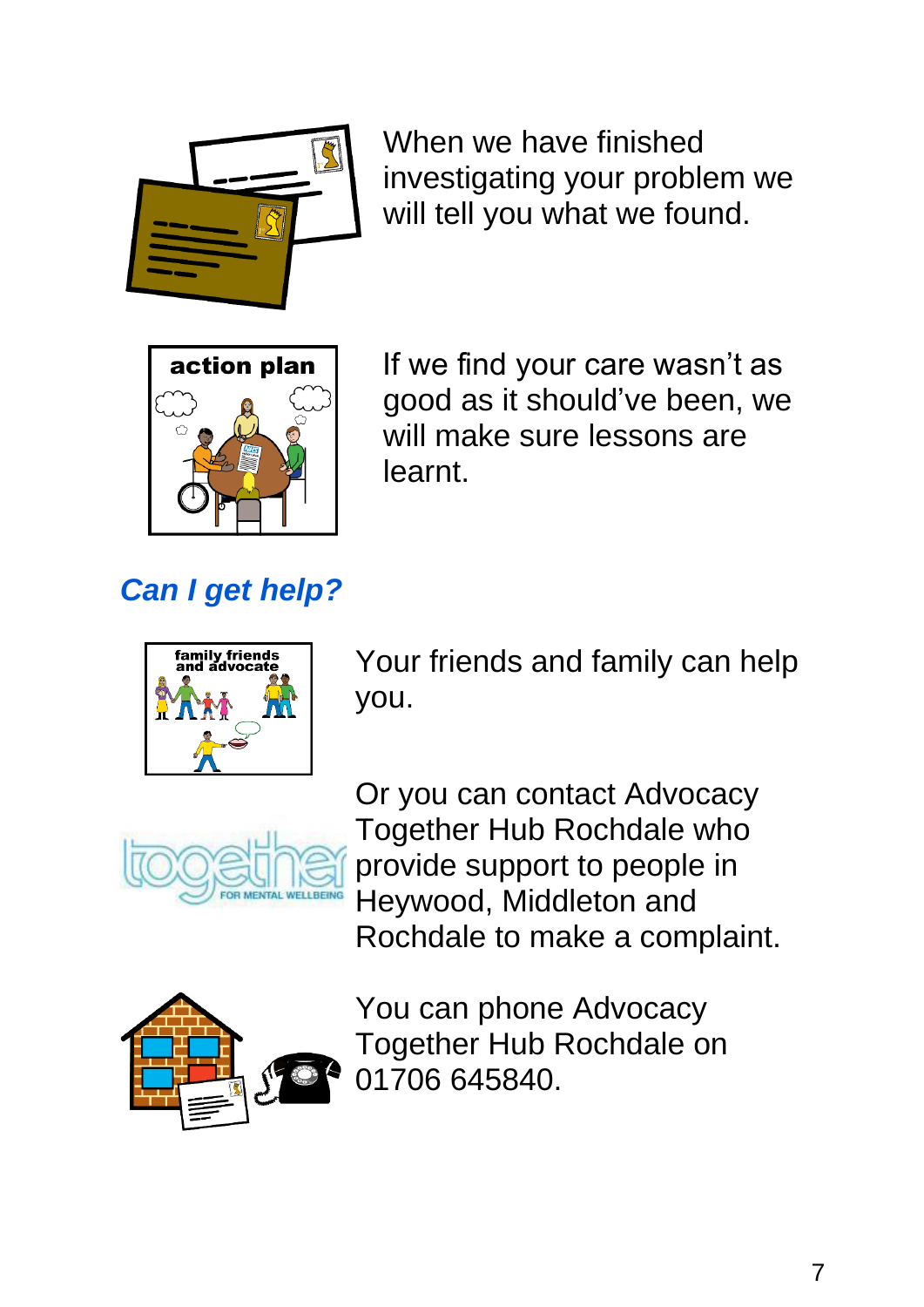When we have finished investigating your problem we will tell you what we found.

If we find your care wasn't as good as it should've been, we will make sure lessons are learnt.

## *Can I get help?*

Your friends and family can help you.

Or you can contact Advocacy Together Hub Rochdale who provide support to people in Heywood, Middleton and Rochdale to make a complaint.

You can phone Advocacy Together Hub Rochdale on 01706 645840.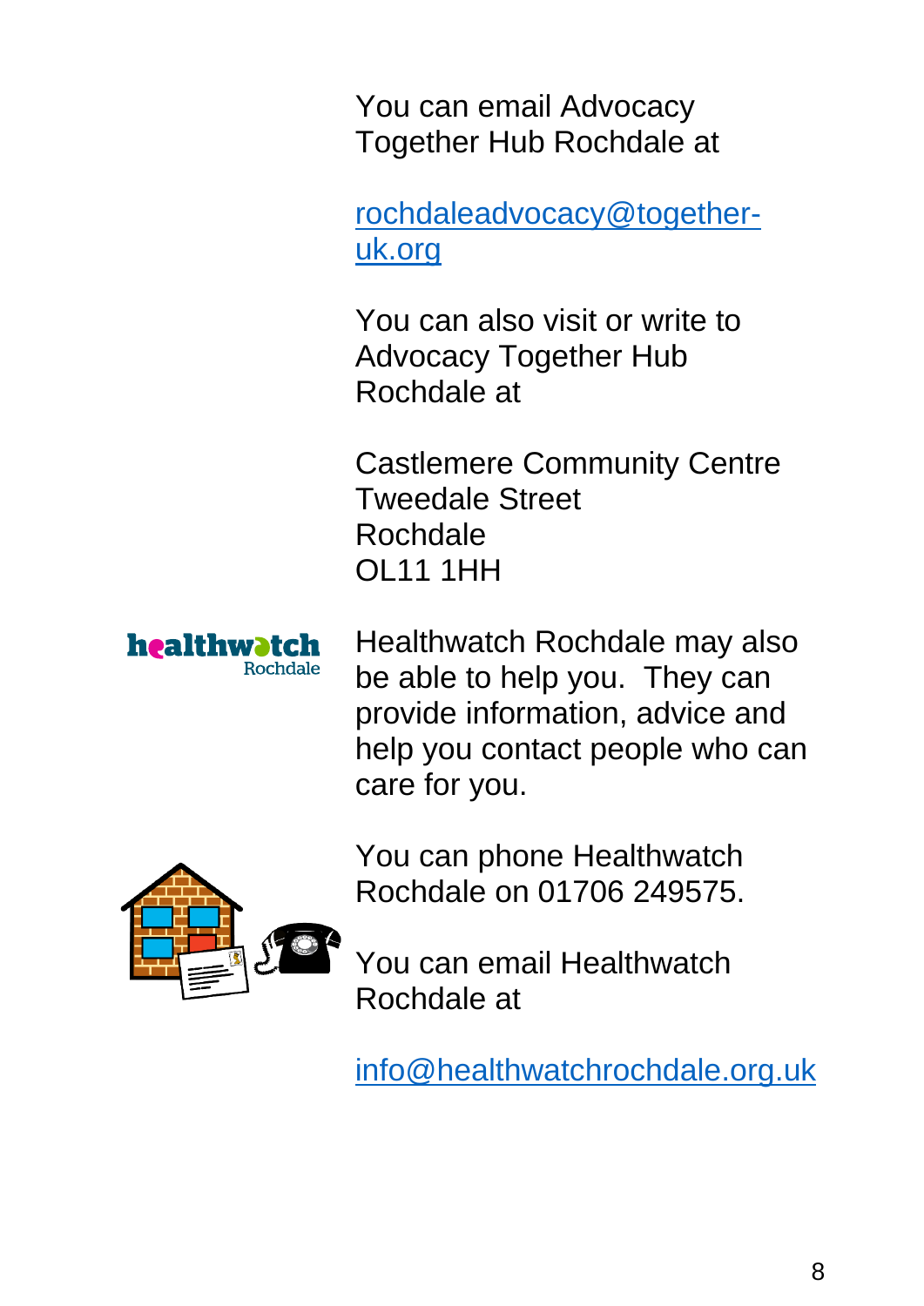You can email Advocacy Together Hub Rochdale at

rochdaleadvocacy@together-uk.org

You can also visit or write to Advocacy Together Hub Rochdale at

Castlemere Community Centre
Tweedale Street
Rochdale
OL11 1HH

Healthwatch Rochdale may also be able to help you. They can provide information, advice and help you contact people who can care for you.

You can phone Healthwatch Rochdale on 01706 249575.

You can email Healthwatch Rochdale at

info@healthwatchrochdale.org.uk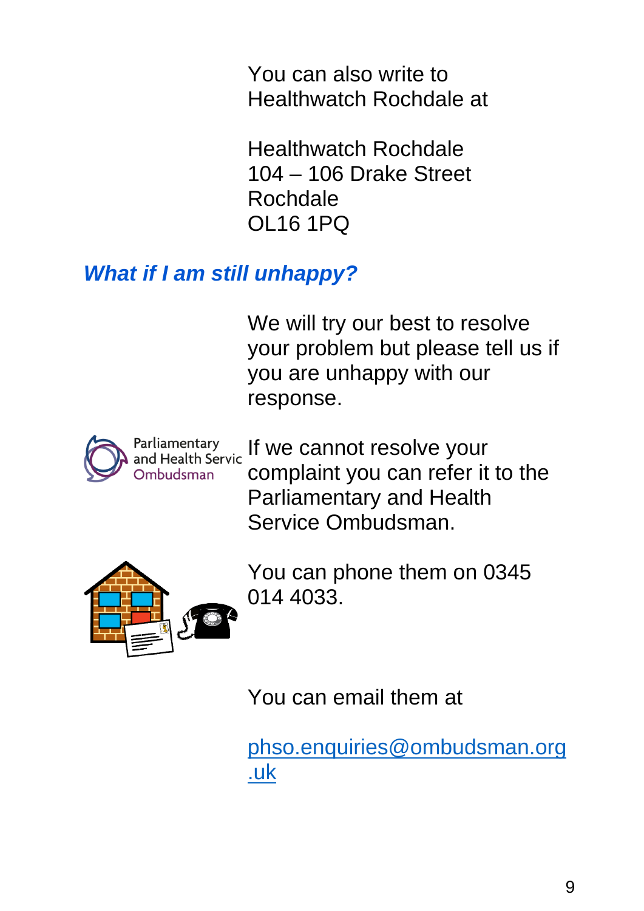You can also write to Healthwatch Rochdale at

Healthwatch Rochdale
104 – 106 Drake Street
Rochdale
OL16 1PQ

## *What if I am still unhappy?*

We will try our best to resolve your problem but please tell us if you are unhappy with our response.

If we cannot resolve your complaint you can refer it to the Parliamentary and Health Service Ombudsman.

You can phone them on 0345 014 4033.

You can email them at

phso.enquiries@ombudsman.org.uk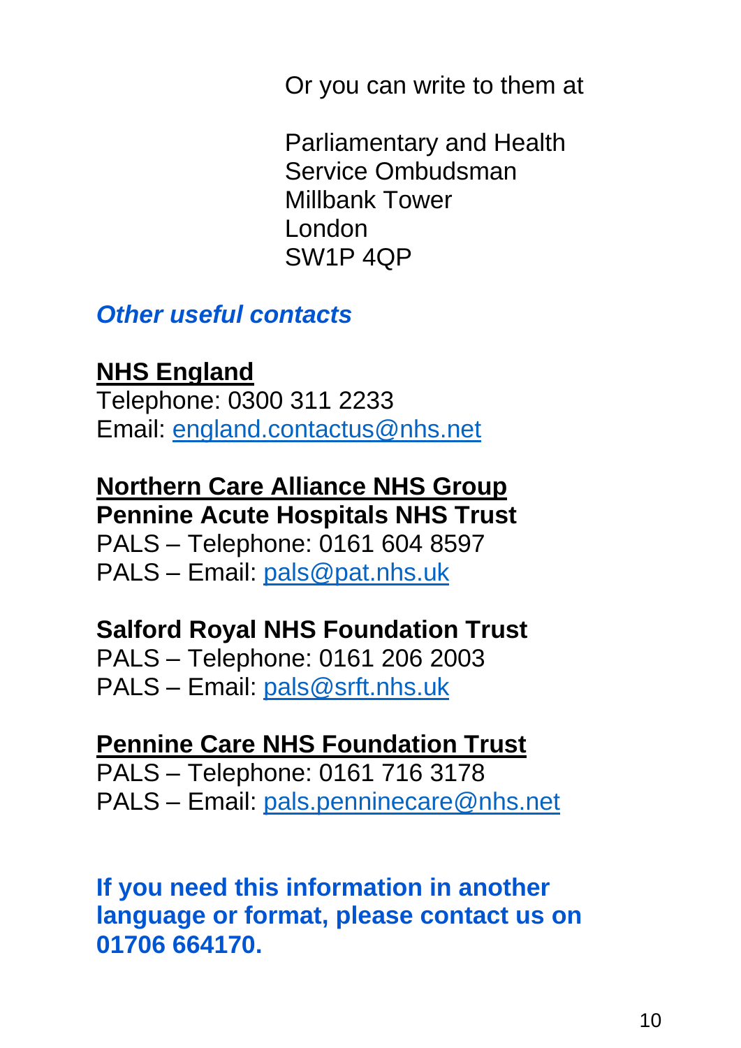Or you can write to them at

Parliamentary and Health
Service Ombudsman
Millbank Tower
London
SW1P 4QP

## *Other useful contacts*

**NHS England**
Telephone: 0300 311 2233
Email: england.contactus@nhs.net

**Northern Care Alliance NHS Group**
**Pennine Acute Hospitals NHS Trust**
PALS – Telephone: 0161 604 8597
PALS – Email: pals@pat.nhs.uk

**Salford Royal NHS Foundation Trust**
PALS – Telephone: 0161 206 2003
PALS – Email: pals@srft.nhs.uk

**Pennine Care NHS Foundation Trust**
PALS – Telephone: 0161 716 3178
PALS – Email: pals.penninecare@nhs.net

**If you need this information in another language or format, please contact us on 01706 664170.**